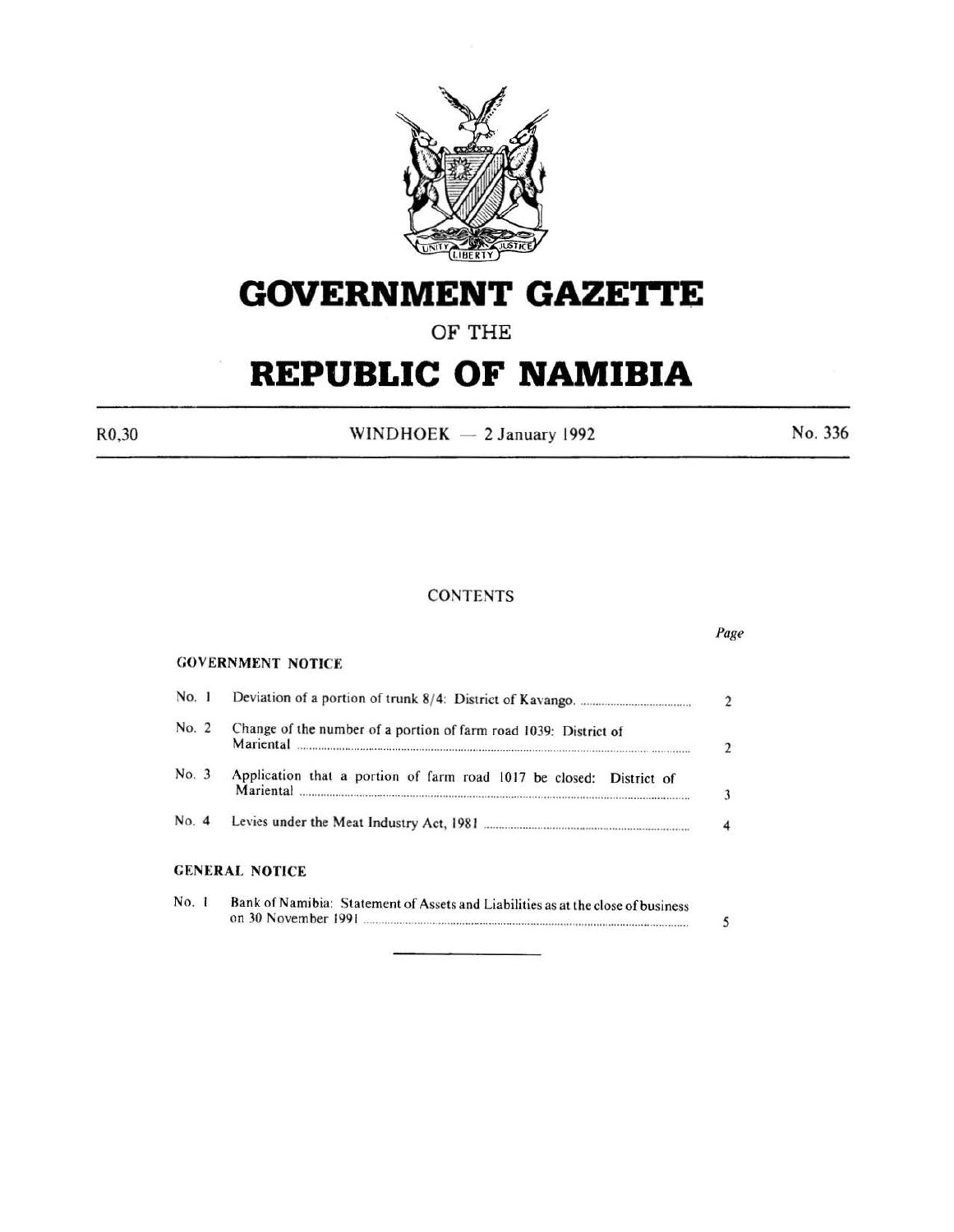# GOVERNMENT GAZETTE

OF THE

# REPUBLIC OF NAMIBIA

R0,30 — WINDHOEK — 2 January 1992 — No. 336

## CONTENTS

| | | *Page* |
|---|---|---|
| **GOVERNMENT NOTICE** | | |
| No. 1 | Deviation of a portion of trunk 8/4: District of Kavango. | 2 |
| No. 2 | Change of the number of a portion of farm road 1039: District of Mariental | 2 |
| No. 3 | Application that a portion of farm road 1017 be closed: District of Mariental | 3 |
| No. 4 | Levies under the Meat Industry Act, 1981 | 4 |
| **GENERAL NOTICE** | | |
| No. 1 | Bank of Namibia: Statement of Assets and Liabilities as at the close of business on 30 November 1991 | 5 |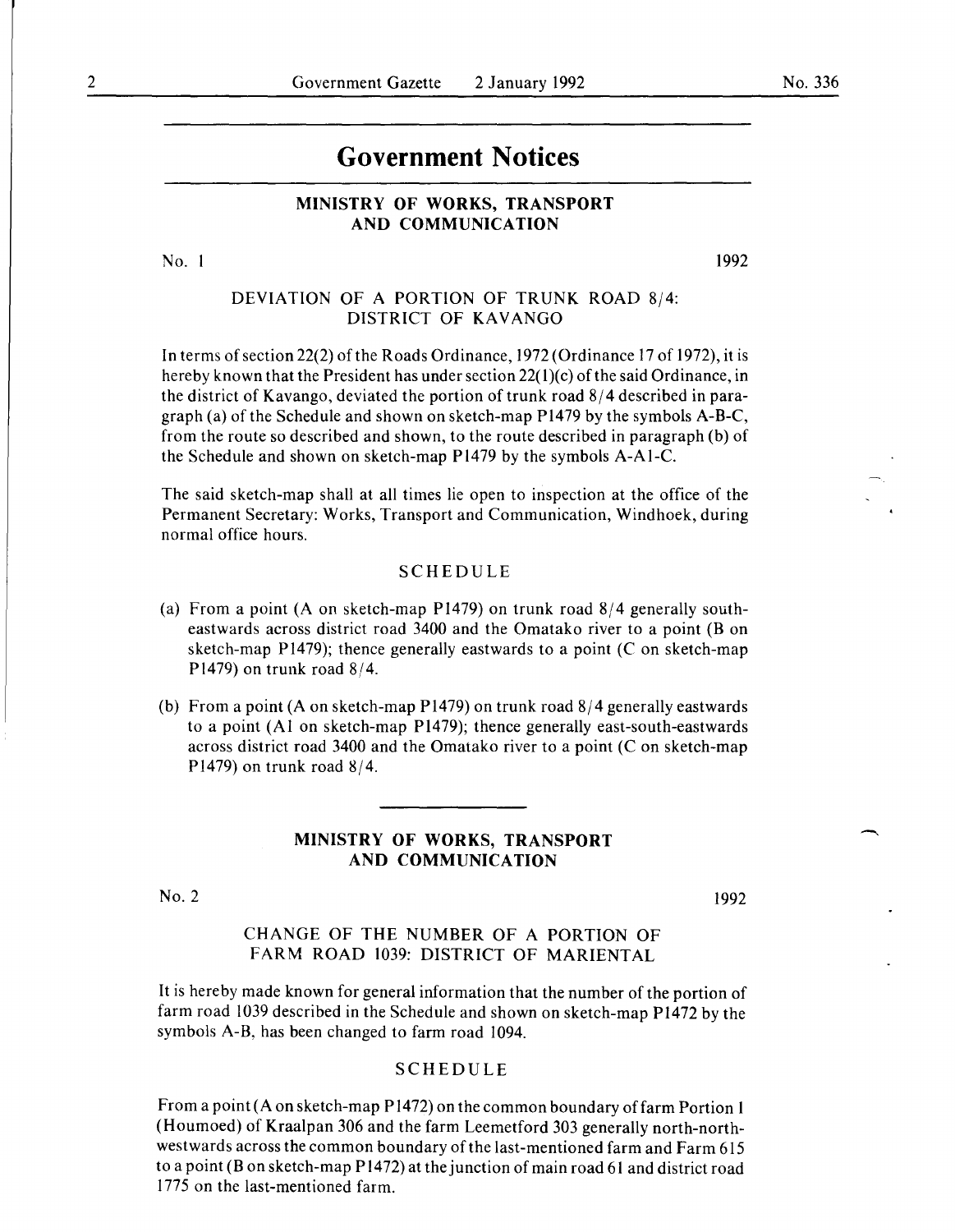# Government Notices

## MINISTRY OF WORKS, TRANSPORT AND COMMUNICATION

No. 1 1992

### DEVIATION OF A PORTION OF TRUNK ROAD 8/4: DISTRICT OF KAVANGO

In terms of section 22(2) of the Roads Ordinance, 1972 (Ordinance 17 of 1972), it is hereby known that the President has under section 22(1)(c) of the said Ordinance, in the district of Kavango, deviated the portion of trunk road 8/4 described in paragraph (a) of the Schedule and shown on sketch-map P1479 by the symbols A-B-C, from the route so described and shown, to the route described in paragraph (b) of the Schedule and shown on sketch-map P1479 by the symbols A-A1-C.

The said sketch-map shall at all times lie open to inspection at the office of the Permanent Secretary: Works, Transport and Communication, Windhoek, during normal office hours.

#### SCHEDULE

(a) From a point (A on sketch-map P1479) on trunk road 8/4 generally south-eastwards across district road 3400 and the Omatako river to a point (B on sketch-map P1479); thence generally eastwards to a point (C on sketch-map P1479) on trunk road 8/4.

(b) From a point (A on sketch-map P1479) on trunk road 8/4 generally eastwards to a point (A1 on sketch-map P1479); thence generally east-south-eastwards across district road 3400 and the Omatako river to a point (C on sketch-map P1479) on trunk road 8/4.

---

## MINISTRY OF WORKS, TRANSPORT AND COMMUNICATION

No. 2 1992

### CHANGE OF THE NUMBER OF A PORTION OF FARM ROAD 1039: DISTRICT OF MARIENTAL

It is hereby made known for general information that the number of the portion of farm road 1039 described in the Schedule and shown on sketch-map P1472 by the symbols A-B, has been changed to farm road 1094.

#### SCHEDULE

From a point (A on sketch-map P1472) on the common boundary of farm Portion 1 (Houmoed) of Kraalpan 306 and the farm Leemetford 303 generally north-north-westwards across the common boundary of the last-mentioned farm and Farm 615 to a point (B on sketch-map P1472) at the junction of main road 61 and district road 1775 on the last-mentioned farm.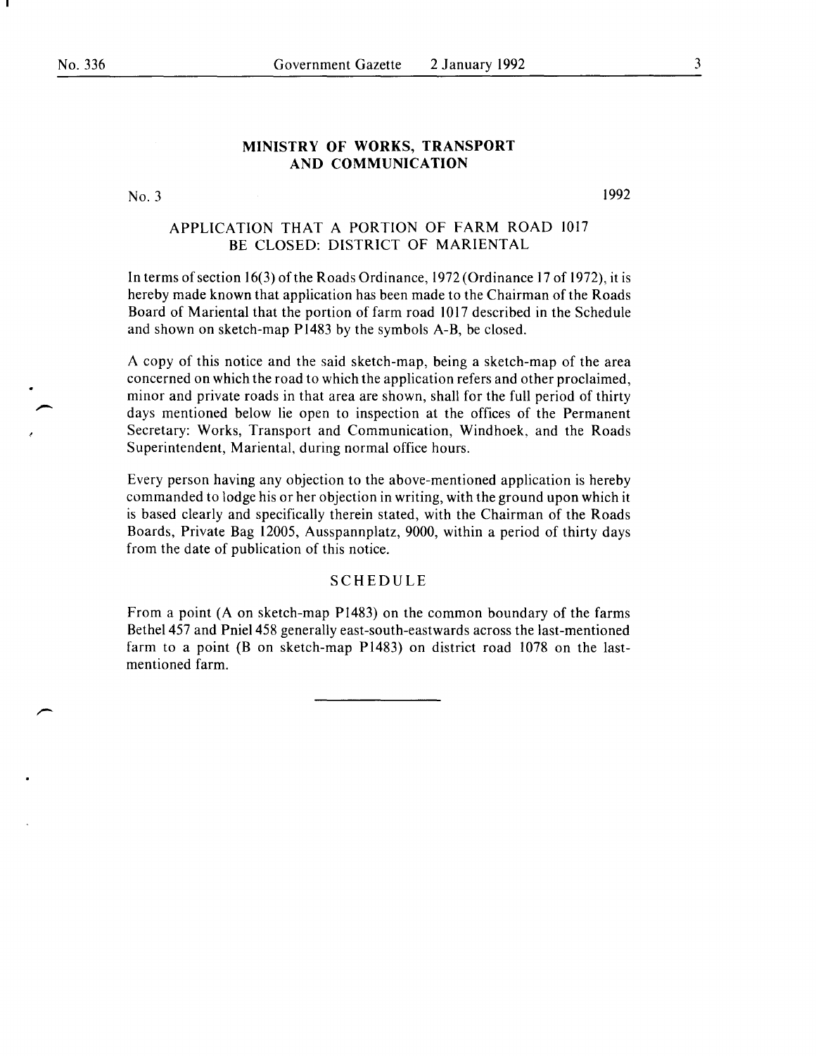## MINISTRY OF WORKS, TRANSPORT AND COMMUNICATION

No. 3 1992

### APPLICATION THAT A PORTION OF FARM ROAD 1017 BE CLOSED: DISTRICT OF MARIENTAL

In terms of section 16(3) of the Roads Ordinance, 1972 (Ordinance 17 of 1972), it is hereby made known that application has been made to the Chairman of the Roads Board of Mariental that the portion of farm road 1017 described in the Schedule and shown on sketch-map P1483 by the symbols A-B, be closed.

A copy of this notice and the said sketch-map, being a sketch-map of the area concerned on which the road to which the application refers and other proclaimed, minor and private roads in that area are shown, shall for the full period of thirty days mentioned below lie open to inspection at the offices of the Permanent Secretary: Works, Transport and Communication, Windhoek, and the Roads Superintendent, Mariental, during normal office hours.

Every person having any objection to the above-mentioned application is hereby commanded to lodge his or her objection in writing, with the ground upon which it is based clearly and specifically therein stated, with the Chairman of the Roads Boards, Private Bag 12005, Ausspannplatz, 9000, within a period of thirty days from the date of publication of this notice.

### SCHEDULE

From a point (A on sketch-map P1483) on the common boundary of the farms Bethel 457 and Pniel 458 generally east-south-eastwards across the last-mentioned farm to a point (B on sketch-map P1483) on district road 1078 on the last-mentioned farm.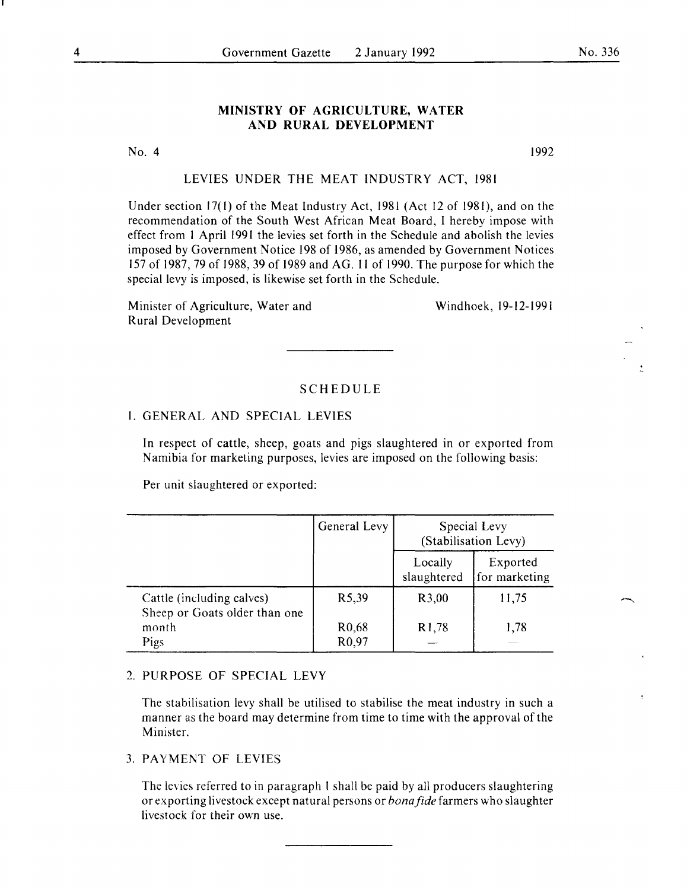## MINISTRY OF AGRICULTURE, WATER AND RURAL DEVELOPMENT

No. 4 1992

### LEVIES UNDER THE MEAT INDUSTRY ACT, 1981

Under section 17(1) of the Meat Industry Act, 1981 (Act 12 of 1981), and on the recommendation of the South West African Meat Board, I hereby impose with effect from 1 April 1991 the levies set forth in the Schedule and abolish the levies imposed by Government Notice 198 of 1986, as amended by Government Notices 157 of 1987, 79 of 1988, 39 of 1989 and AG. 11 of 1990. The purpose for which the special levy is imposed, is likewise set forth in the Schedule.

Minister of Agriculture, Water and Rural Development

Windhoek, 19-12-1991

---

### SCHEDULE

1. GENERAL AND SPECIAL LEVIES

In respect of cattle, sheep, goats and pigs slaughtered in or exported from Namibia for marketing purposes, levies are imposed on the following basis:

Per unit slaughtered or exported:

| | General Levy | Special Levy (Stabilisation Levy) | |
|---|---|---|---|
| | | Locally slaughtered | Exported for marketing |
| Cattle (including calves) | R5,39 | R3,00 | 11,75 |
| Sheep or Goats older than one month | R0,68 | R1,78 | 1,78 |
| Pigs | R0,97 | — | — |

2. PURPOSE OF SPECIAL LEVY

The stabilisation levy shall be utilised to stabilise the meat industry in such a manner as the board may determine from time to time with the approval of the Minister.

3. PAYMENT OF LEVIES

The levies referred to in paragraph 1 shall be paid by all producers slaughtering or exporting livestock except natural persons or *bona fide* farmers who slaughter livestock for their own use.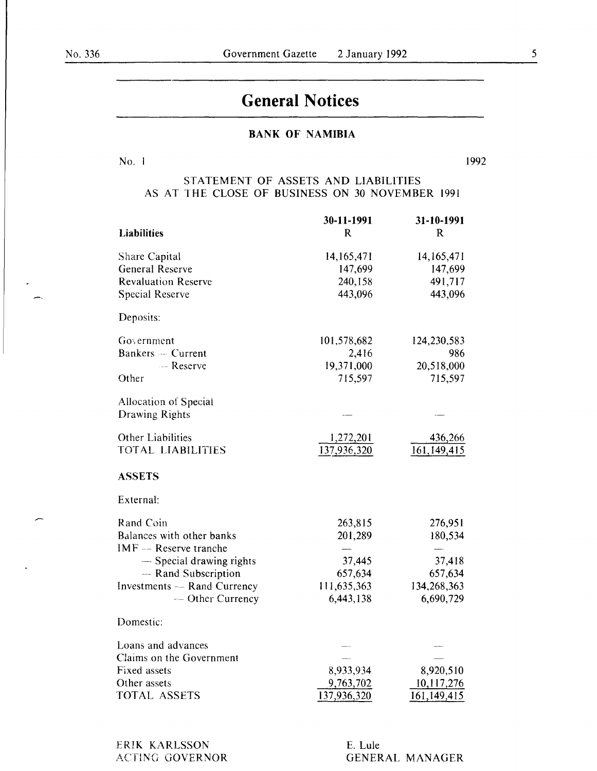# General Notices

## BANK OF NAMIBIA

No. 1 1992

STATEMENT OF ASSETS AND LIABILITIES
AS AT THE CLOSE OF BUSINESS ON 30 NOVEMBER 1991

| | 30-11-1991 | 31-10-1991 |
|---|---|---|
| **Liabilities** | R | R |
| Share Capital | 14,165,471 | 14,165,471 |
| General Reserve | 147,699 | 147,699 |
| Revaluation Reserve | 240,158 | 491,717 |
| Special Reserve | 443,096 | 443,096 |
| Deposits: | | |
| Government | 101,578,682 | 124,230,583 |
| Bankers — Current | 2,416 | 986 |
| — Reserve | 19,371,000 | 20,518,000 |
| Other | 715,597 | 715,597 |
| Allocation of Special Drawing Rights | — | — |
| Other Liabilities | 1,272,201 | 436,266 |
| TOTAL LIABILITIES | 137,936,320 | 161,149,415 |
| **ASSETS** | | |
| External: | | |
| Rand Coin | 263,815 | 276,951 |
| Balances with other banks | 201,289 | 180,534 |
| IMF — Reserve tranche | — | — |
| — Special drawing rights | 37,445 | 37,418 |
| — Rand Subscription | 657,634 | 657,634 |
| Investments — Rand Currency | 111,635,363 | 134,268,363 |
| — Other Currency | 6,443,138 | 6,690,729 |
| Domestic: | | |
| Loans and advances | — | — |
| Claims on the Government | — | — |
| Fixed assets | 8,933,934 | 8,920,510 |
| Other assets | 9,763,702 | 10,117,276 |
| TOTAL ASSETS | 137,936,320 | 161,149,415 |

ERIK KARLSSON
ACTING GOVERNOR

E. Lule
GENERAL MANAGER